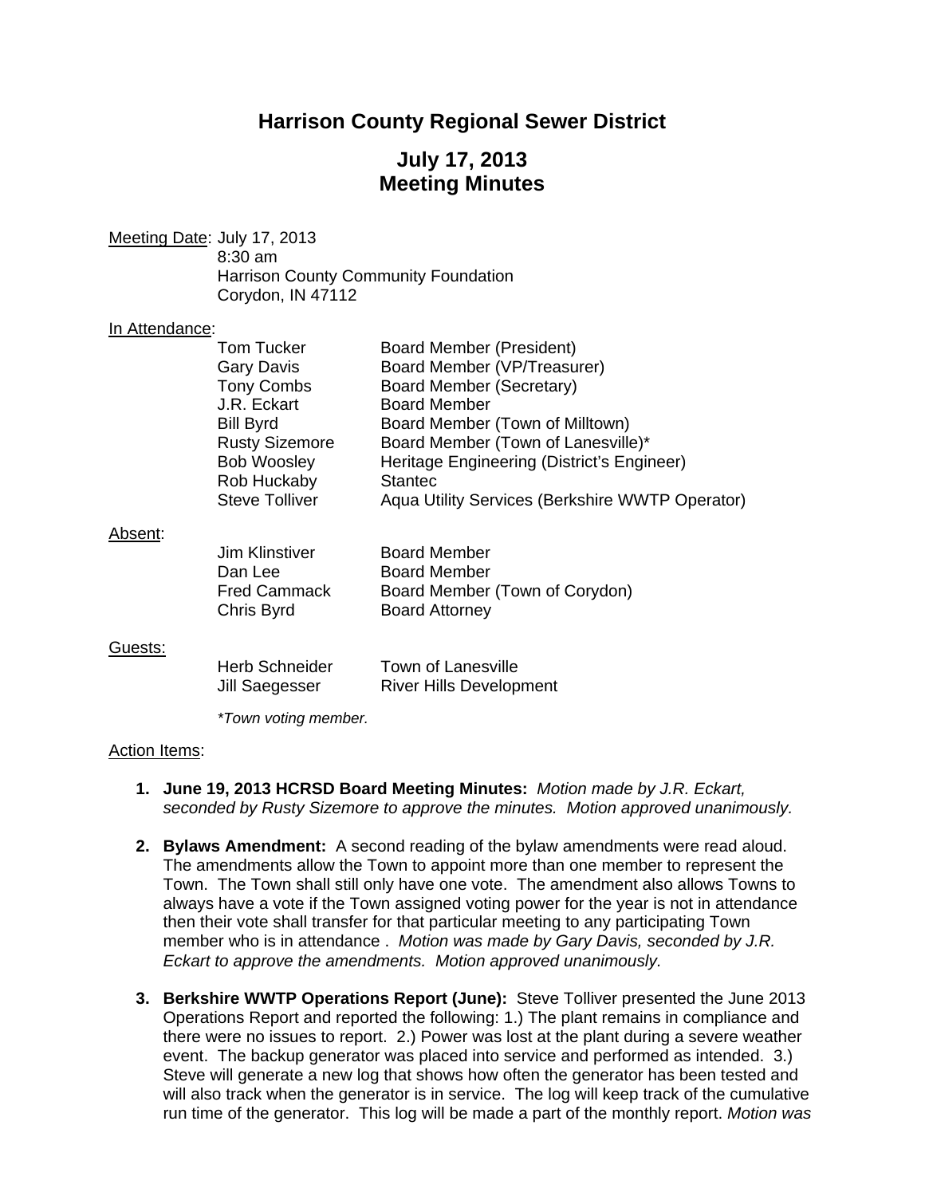# Harrison County Regional Sewer District

## July 17, 2013
## Meeting Minutes

Meeting Date: July 17, 2013
8:30 am
Harrison County Community Foundation
Corydon, IN 47112

In Attendance:

| | |
|---|---|
| Tom Tucker | Board Member (President) |
| Gary Davis | Board Member (VP/Treasurer) |
| Tony Combs | Board Member (Secretary) |
| J.R. Eckart | Board Member |
| Bill Byrd | Board Member (Town of Milltown) |
| Rusty Sizemore | Board Member (Town of Lanesville)* |
| Bob Woosley | Heritage Engineering (District's Engineer) |
| Rob Huckaby | Stantec |
| Steve Tolliver | Aqua Utility Services (Berkshire WWTP Operator) |

Absent:

| | |
|---|---|
| Jim Klinstiver | Board Member |
| Dan Lee | Board Member |
| Fred Cammack | Board Member (Town of Corydon) |
| Chris Byrd | Board Attorney |

Guests:

| | |
|---|---|
| Herb Schneider | Town of Lanesville |
| Jill Saegesser | River Hills Development |

*\*Town voting member.*

Action Items:

1. **June 19, 2013 HCRSD Board Meeting Minutes:** *Motion made by J.R. Eckart, seconded by Rusty Sizemore to approve the minutes. Motion approved unanimously.*

2. **Bylaws Amendment:** A second reading of the bylaw amendments were read aloud. The amendments allow the Town to appoint more than one member to represent the Town. The Town shall still only have one vote. The amendment also allows Towns to always have a vote if the Town assigned voting power for the year is not in attendance then their vote shall transfer for that particular meeting to any participating Town member who is in attendance . *Motion was made by Gary Davis, seconded by J.R. Eckart to approve the amendments. Motion approved unanimously.*

3. **Berkshire WWTP Operations Report (June):** Steve Tolliver presented the June 2013 Operations Report and reported the following: 1.) The plant remains in compliance and there were no issues to report. 2.) Power was lost at the plant during a severe weather event. The backup generator was placed into service and performed as intended. 3.) Steve will generate a new log that shows how often the generator has been tested and will also track when the generator is in service. The log will keep track of the cumulative run time of the generator. This log will be made a part of the monthly report. *Motion was*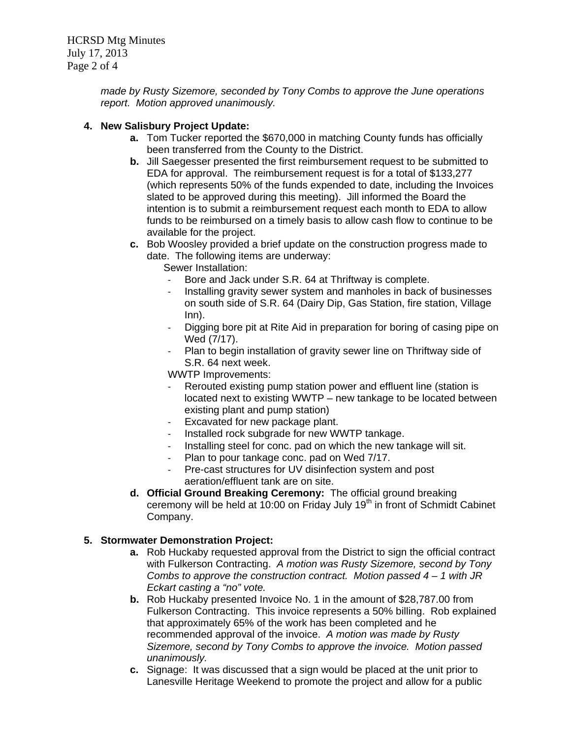*made by Rusty Sizemore, seconded by Tony Combs to approve the June operations report. Motion approved unanimously.*

**4. New Salisbury Project Update:**

- **a.** Tom Tucker reported the $670,000 in matching County funds has officially been transferred from the County to the District.
- **b.** Jill Saegesser presented the first reimbursement request to be submitted to EDA for approval. The reimbursement request is for a total of $133,277 (which represents 50% of the funds expended to date, including the Invoices slated to be approved during this meeting). Jill informed the Board the intention is to submit a reimbursement request each month to EDA to allow funds to be reimbursed on a timely basis to allow cash flow to continue to be available for the project.
- **c.** Bob Woosley provided a brief update on the construction progress made to date. The following items are underway:

  Sewer Installation:
  - Bore and Jack under S.R. 64 at Thriftway is complete.
  - Installing gravity sewer system and manholes in back of businesses on south side of S.R. 64 (Dairy Dip, Gas Station, fire station, Village Inn).
  - Digging bore pit at Rite Aid in preparation for boring of casing pipe on Wed (7/17).
  - Plan to begin installation of gravity sewer line on Thriftway side of S.R. 64 next week.

  WWTP Improvements:
  - Rerouted existing pump station power and effluent line (station is located next to existing WWTP – new tankage to be located between existing plant and pump station)
  - Excavated for new package plant.
  - Installed rock subgrade for new WWTP tankage.
  - Installing steel for conc. pad on which the new tankage will sit.
  - Plan to pour tankage conc. pad on Wed 7/17.
  - Pre-cast structures for UV disinfection system and post aeration/effluent tank are on site.
- **d. Official Ground Breaking Ceremony:** The official ground breaking ceremony will be held at 10:00 on Friday July 19th in front of Schmidt Cabinet Company.

**5. Stormwater Demonstration Project:**

- **a.** Rob Huckaby requested approval from the District to sign the official contract with Fulkerson Contracting. *A motion was Rusty Sizemore, second by Tony Combs to approve the construction contract. Motion passed 4 – 1 with JR Eckart casting a "no" vote.*
- **b.** Rob Huckaby presented Invoice No. 1 in the amount of $28,787.00 from Fulkerson Contracting. This invoice represents a 50% billing. Rob explained that approximately 65% of the work has been completed and he recommended approval of the invoice. *A motion was made by Rusty Sizemore, second by Tony Combs to approve the invoice. Motion passed unanimously.*
- **c.** Signage: It was discussed that a sign would be placed at the unit prior to Lanesville Heritage Weekend to promote the project and allow for a public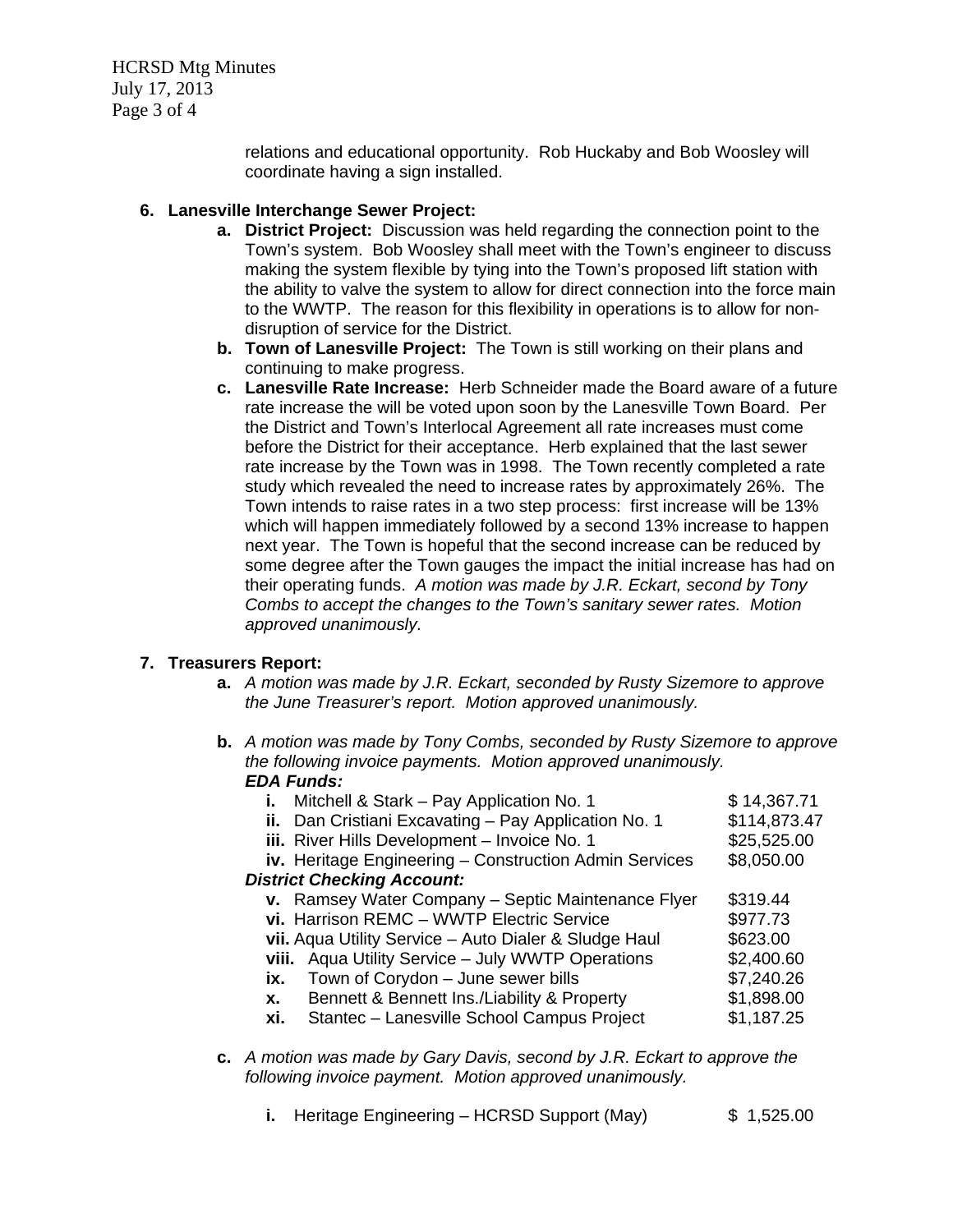relations and educational opportunity. Rob Huckaby and Bob Woosley will coordinate having a sign installed.

6. **Lanesville Interchange Sewer Project:**
   a. **District Project:** Discussion was held regarding the connection point to the Town's system. Bob Woosley shall meet with the Town's engineer to discuss making the system flexible by tying into the Town's proposed lift station with the ability to valve the system to allow for direct connection into the force main to the WWTP. The reason for this flexibility in operations is to allow for non-disruption of service for the District.
   b. **Town of Lanesville Project:** The Town is still working on their plans and continuing to make progress.
   c. **Lanesville Rate Increase:** Herb Schneider made the Board aware of a future rate increase the will be voted upon soon by the Lanesville Town Board. Per the District and Town's Interlocal Agreement all rate increases must come before the District for their acceptance. Herb explained that the last sewer rate increase by the Town was in 1998. The Town recently completed a rate study which revealed the need to increase rates by approximately 26%. The Town intends to raise rates in a two step process: first increase will be 13% which will happen immediately followed by a second 13% increase to happen next year. The Town is hopeful that the second increase can be reduced by some degree after the Town gauges the impact the initial increase has had on their operating funds. *A motion was made by J.R. Eckart, second by Tony Combs to accept the changes to the Town's sanitary sewer rates. Motion approved unanimously.*

7. **Treasurers Report:**
   a. *A motion was made by J.R. Eckart, seconded by Rusty Sizemore to approve the June Treasurer's report. Motion approved unanimously.*

   b. *A motion was made by Tony Combs, seconded by Rusty Sizemore to approve the following invoice payments. Motion approved unanimously.*
      ***EDA Funds:***
      **i.** Mitchell & Stark – Pay Application No. 1 — $ 14,367.71
      **ii.** Dan Cristiani Excavating – Pay Application No. 1 — $114,873.47
      **iii.** River Hills Development – Invoice No. 1 — $25,525.00
      **iv.** Heritage Engineering – Construction Admin Services — $8,050.00
      ***District Checking Account:***
      **v.** Ramsey Water Company – Septic Maintenance Flyer — $319.44
      **vi.** Harrison REMC – WWTP Electric Service — $977.73
      **vii.** Aqua Utility Service – Auto Dialer & Sludge Haul — $623.00
      **viii.** Aqua Utility Service – July WWTP Operations — $2,400.60
      **ix.** Town of Corydon – June sewer bills — $7,240.26
      **x.** Bennett & Bennett Ins./Liability & Property — $1,898.00
      **xi.** Stantec – Lanesville School Campus Project — $1,187.25

   c. *A motion was made by Gary Davis, second by J.R. Eckart to approve the following invoice payment. Motion approved unanimously.*

      **i.** Heritage Engineering – HCRSD Support (May) — $ 1,525.00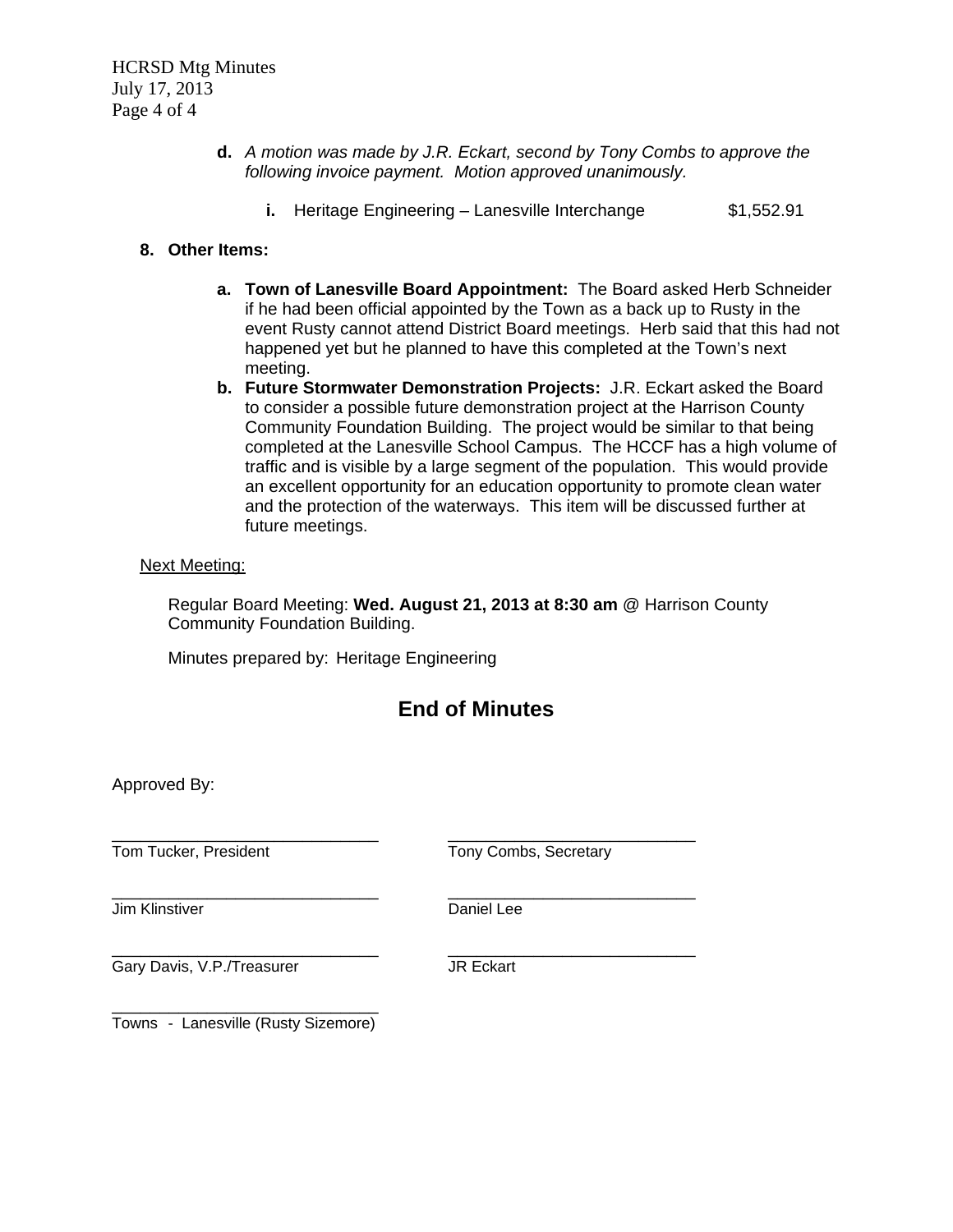**d.** *A motion was made by J.R. Eckart, second by Tony Combs to approve the following invoice payment. Motion approved unanimously.*

**i.** Heritage Engineering – Lanesville Interchange $1,552.91

**8. Other Items:**

**a. Town of Lanesville Board Appointment:** The Board asked Herb Schneider if he had been official appointed by the Town as a back up to Rusty in the event Rusty cannot attend District Board meetings. Herb said that this had not happened yet but he planned to have this completed at the Town's next meeting.

**b. Future Stormwater Demonstration Projects:** J.R. Eckart asked the Board to consider a possible future demonstration project at the Harrison County Community Foundation Building. The project would be similar to that being completed at the Lanesville School Campus. The HCCF has a high volume of traffic and is visible by a large segment of the population. This would provide an excellent opportunity for an education opportunity to promote clean water and the protection of the waterways. This item will be discussed further at future meetings.

Next Meeting:

Regular Board Meeting: **Wed. August 21, 2013 at 8:30 am** @ Harrison County Community Foundation Building.

Minutes prepared by: Heritage Engineering

## End of Minutes

Approved By:

_____________________________ Tom Tucker, President

_____________________________ Tony Combs, Secretary

_____________________________ Jim Klinstiver

_____________________________ Daniel Lee

_____________________________ Gary Davis, V.P./Treasurer

_____________________________ JR Eckart

_____________________________ Towns - Lanesville (Rusty Sizemore)